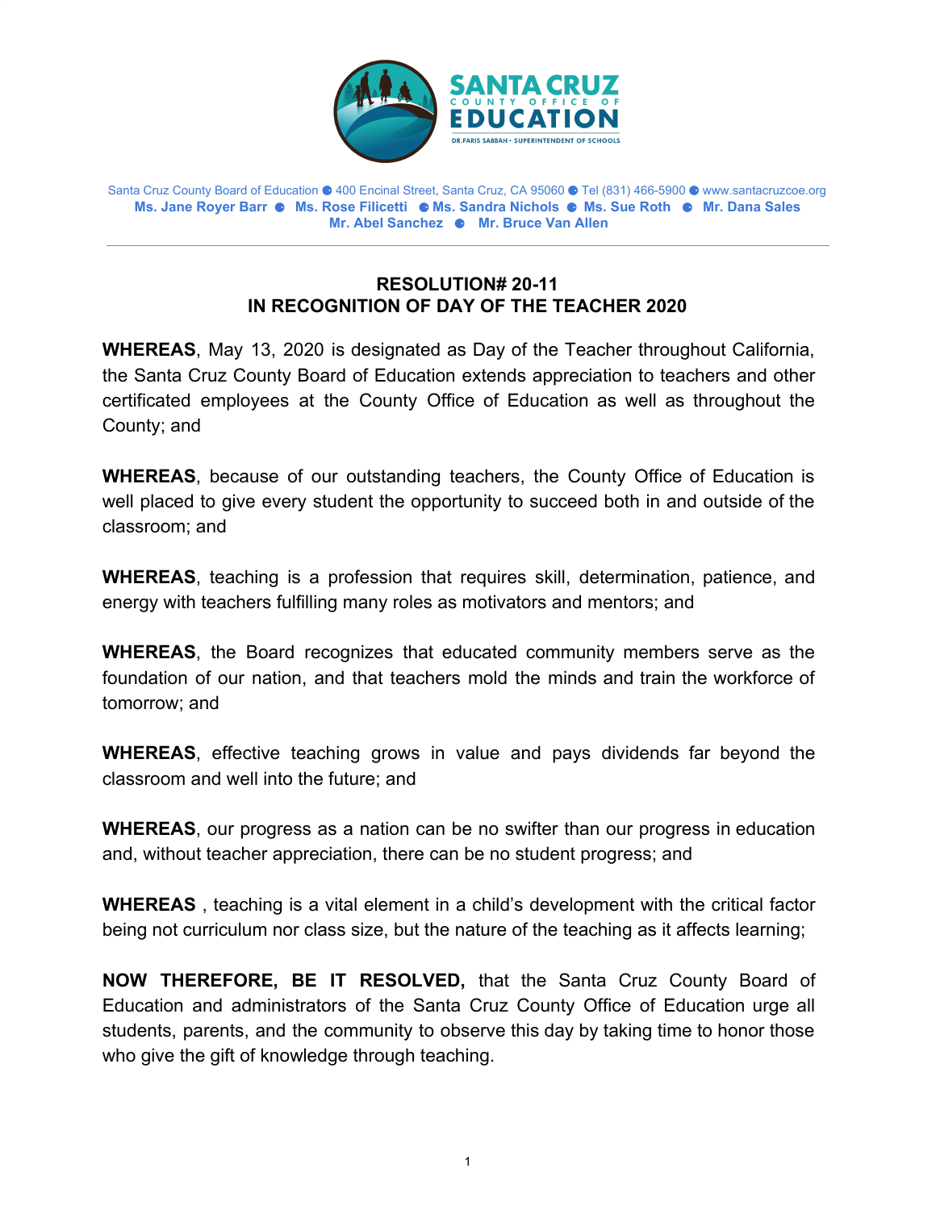SANTA CRUZ COUNTY OFFICE OF EDUCATION

DR. FARIS SABBAH • SUPERINTENDENT OF SCHOOLS

Santa Cruz County Board of Education ● 400 Encinal Street, Santa Cruz, CA 95060 ● Tel (831) 466-5900 ● www.santacruzcoe.org

**Ms. Jane Royer Barr ● Ms. Rose Filicetti ● Ms. Sandra Nichols ● Ms. Sue Roth ● Mr. Dana Sales**
**Mr. Abel Sanchez ● Mr. Bruce Van Allen**

---

## RESOLUTION# 20-11
## IN RECOGNITION OF DAY OF THE TEACHER 2020

**WHEREAS**, May 13, 2020 is designated as Day of the Teacher throughout California, the Santa Cruz County Board of Education extends appreciation to teachers and other certificated employees at the County Office of Education as well as throughout the County; and

**WHEREAS**, because of our outstanding teachers, the County Office of Education is well placed to give every student the opportunity to succeed both in and outside of the classroom; and

**WHEREAS**, teaching is a profession that requires skill, determination, patience, and energy with teachers fulfilling many roles as motivators and mentors; and

**WHEREAS**, the Board recognizes that educated community members serve as the foundation of our nation, and that teachers mold the minds and train the workforce of tomorrow; and

**WHEREAS**, effective teaching grows in value and pays dividends far beyond the classroom and well into the future; and

**WHEREAS**, our progress as a nation can be no swifter than our progress in education and, without teacher appreciation, there can be no student progress; and

**WHEREAS** , teaching is a vital element in a child's development with the critical factor being not curriculum nor class size, but the nature of the teaching as it affects learning;

**NOW THEREFORE, BE IT RESOLVED,** that the Santa Cruz County Board of Education and administrators of the Santa Cruz County Office of Education urge all students, parents, and the community to observe this day by taking time to honor those who give the gift of knowledge through teaching.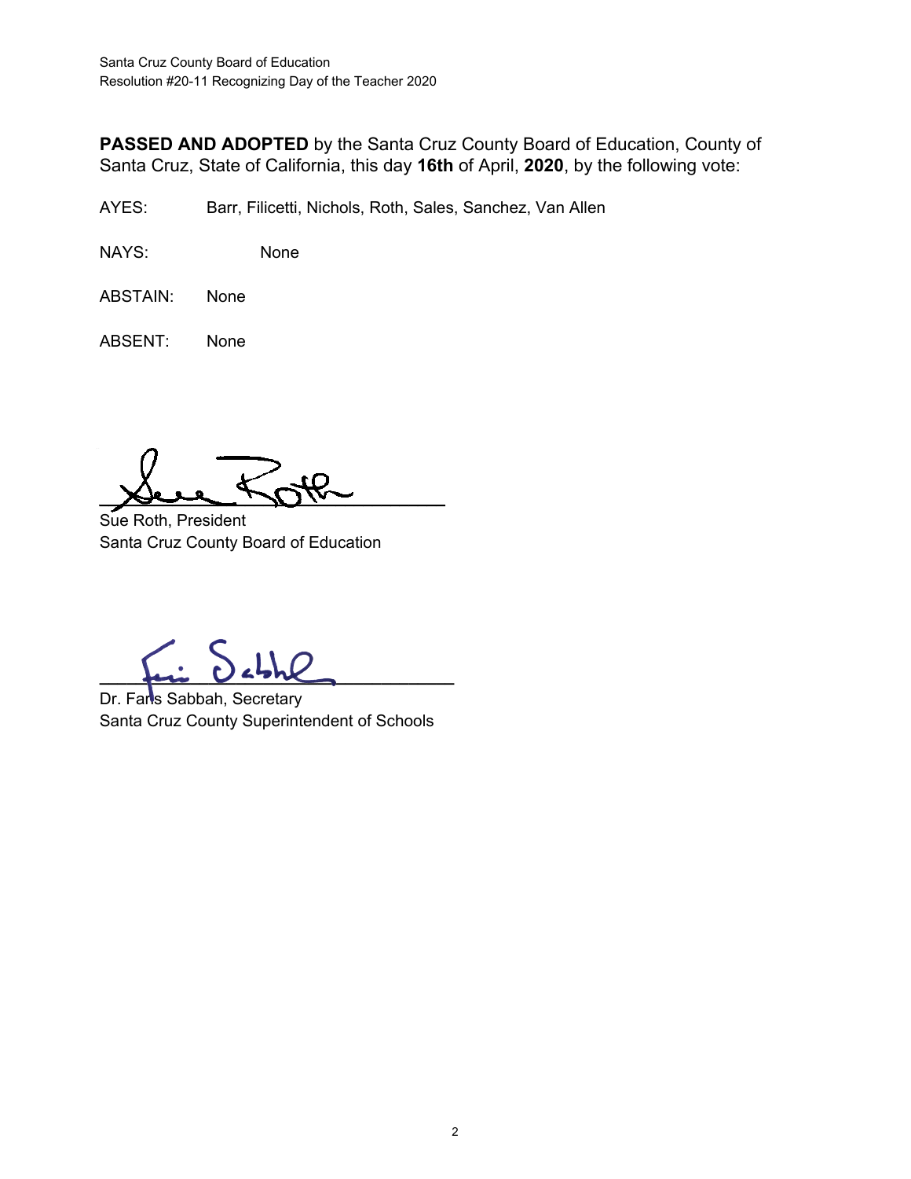**PASSED AND ADOPTED** by the Santa Cruz County Board of Education, County of Santa Cruz, State of California, this day **16th** of April, **2020**, by the following vote:

AYES: Barr, Filicetti, Nichols, Roth, Sales, Sanchez, Van Allen

NAYS: None

ABSTAIN: None

ABSENT: None

\_\_\_\_\_\_\_\_\_\_\_\_\_\_\_\_\_\_\_\_\_\_\_\_\_\_\_\_\_\_\_\_\_\_\_\_

Sue Roth, President
Santa Cruz County Board of Education

\_\_\_\_\_\_\_\_\_\_\_\_\_\_\_\_\_\_\_\_\_\_\_\_\_\_\_\_\_\_\_\_\_\_\_\_

Dr. Faris Sabbah, Secretary
Santa Cruz County Superintendent of Schools